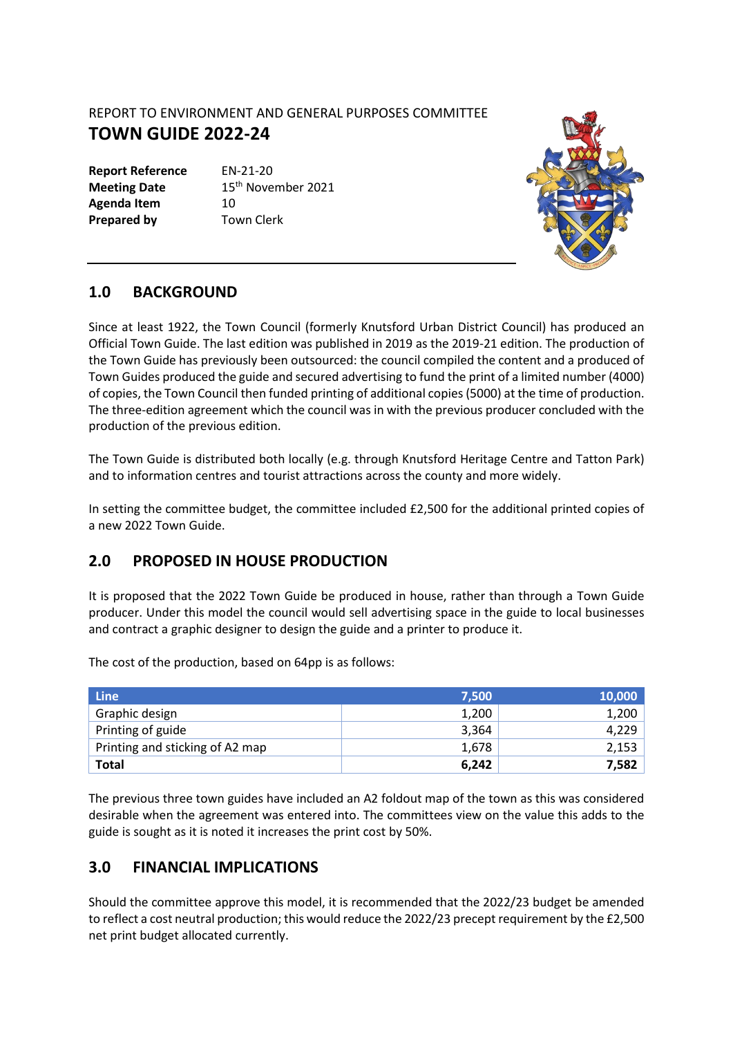REPORT TO ENVIRONMENT AND GENERAL PURPOSES COMMITTEE

# TOWN GUIDE 2022-24

**Report Reference** EN-21-20
**Meeting Date** 15th November 2021
**Agenda Item** 10
**Prepared by** Town Clerk

## 1.0 BACKGROUND

Since at least 1922, the Town Council (formerly Knutsford Urban District Council) has produced an Official Town Guide. The last edition was published in 2019 as the 2019-21 edition. The production of the Town Guide has previously been outsourced: the council compiled the content and a produced of Town Guides produced the guide and secured advertising to fund the print of a limited number (4000) of copies, the Town Council then funded printing of additional copies (5000) at the time of production. The three-edition agreement which the council was in with the previous producer concluded with the production of the previous edition.

The Town Guide is distributed both locally (e.g. through Knutsford Heritage Centre and Tatton Park) and to information centres and tourist attractions across the county and more widely.

In setting the committee budget, the committee included £2,500 for the additional printed copies of a new 2022 Town Guide.

## 2.0 PROPOSED IN HOUSE PRODUCTION

It is proposed that the 2022 Town Guide be produced in house, rather than through a Town Guide producer. Under this model the council would sell advertising space in the guide to local businesses and contract a graphic designer to design the guide and a printer to produce it.

The cost of the production, based on 64pp is as follows:

| Line | 7,500 | 10,000 |
|---|---|---|
| Graphic design | 1,200 | 1,200 |
| Printing of guide | 3,364 | 4,229 |
| Printing and sticking of A2 map | 1,678 | 2,153 |
| **Total** | **6,242** | **7,582** |

The previous three town guides have included an A2 foldout map of the town as this was considered desirable when the agreement was entered into. The committees view on the value this adds to the guide is sought as it is noted it increases the print cost by 50%.

## 3.0 FINANCIAL IMPLICATIONS

Should the committee approve this model, it is recommended that the 2022/23 budget be amended to reflect a cost neutral production; this would reduce the 2022/23 precept requirement by the £2,500 net print budget allocated currently.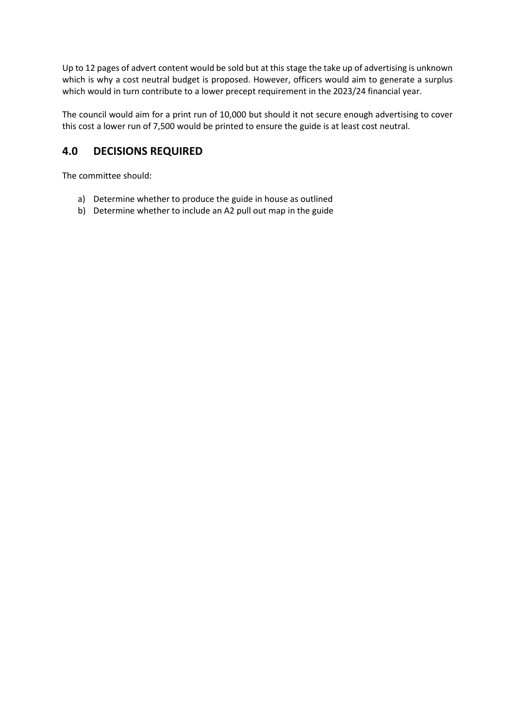Up to 12 pages of advert content would be sold but at this stage the take up of advertising is unknown which is why a cost neutral budget is proposed. However, officers would aim to generate a surplus which would in turn contribute to a lower precept requirement in the 2023/24 financial year.

The council would aim for a print run of 10,000 but should it not secure enough advertising to cover this cost a lower run of 7,500 would be printed to ensure the guide is at least cost neutral.

## 4.0 DECISIONS REQUIRED

The committee should:

a) Determine whether to produce the guide in house as outlined
b) Determine whether to include an A2 pull out map in the guide